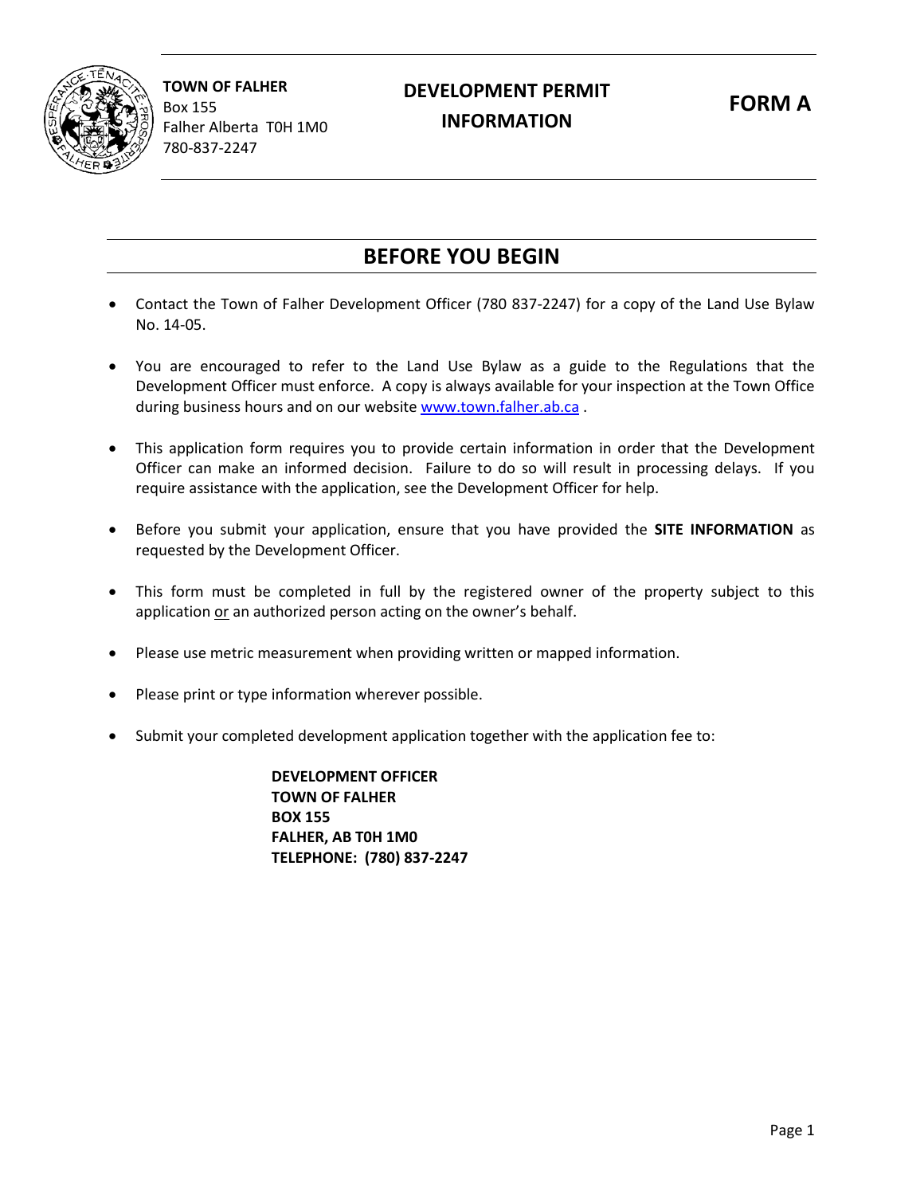**TOWN OF FALHER**
Box 155
Falher Alberta T0H 1M0
780-837-2247

# DEVELOPMENT PERMIT INFORMATION

# FORM A

## BEFORE YOU BEGIN

- Contact the Town of Falher Development Officer (780 837-2247) for a copy of the Land Use Bylaw No. 14-05.

- You are encouraged to refer to the Land Use Bylaw as a guide to the Regulations that the Development Officer must enforce. A copy is always available for your inspection at the Town Office during business hours and on our website www.town.falher.ab.ca .

- This application form requires you to provide certain information in order that the Development Officer can make an informed decision. Failure to do so will result in processing delays. If you require assistance with the application, see the Development Officer for help.

- Before you submit your application, ensure that you have provided the **SITE INFORMATION** as requested by the Development Officer.

- This form must be completed in full by the registered owner of the property subject to this application or an authorized person acting on the owner's behalf.

- Please use metric measurement when providing written or mapped information.

- Please print or type information wherever possible.

- Submit your completed development application together with the application fee to:

  **DEVELOPMENT OFFICER**
  **TOWN OF FALHER**
  **BOX 155**
  **FALHER, AB T0H 1M0**
  **TELEPHONE: (780) 837-2247**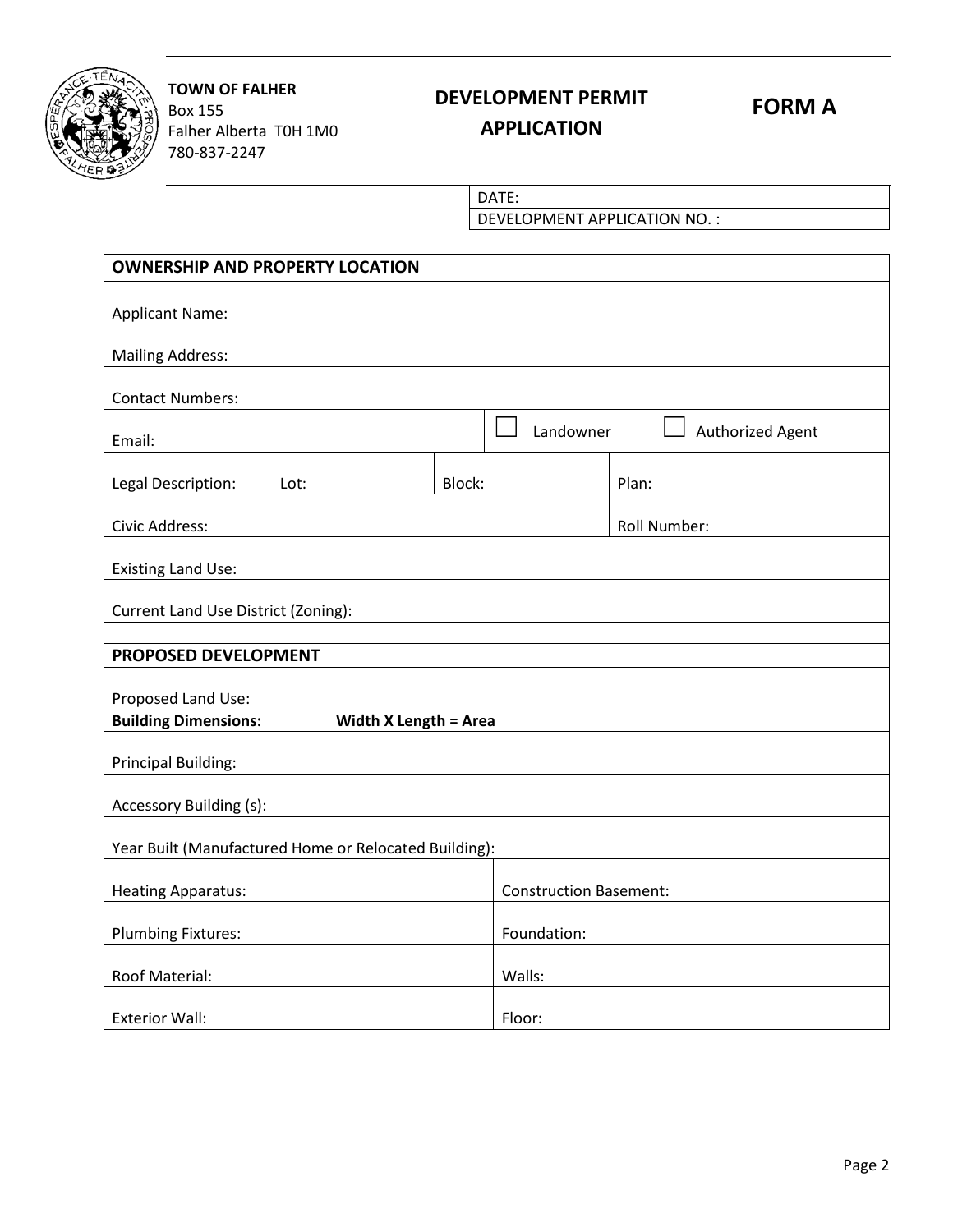**TOWN OF FALHER**
Box 155
Falher Alberta T0H 1M0
780-837-2247

# DEVELOPMENT PERMIT APPLICATION

# FORM A

| DATE: |
|---|
| DEVELOPMENT APPLICATION NO. : |

| **OWNERSHIP AND PROPERTY LOCATION** | | |
|---|---|---|
| Applicant Name: | | |
| Mailing Address: | | |
| Contact Numbers: | | |
| Email: | ☐ Landowner | ☐ Authorized Agent |
| Legal Description: Lot: | Block: | Plan: |
| Civic Address: | | Roll Number: |
| Existing Land Use: | | |
| Current Land Use District (Zoning): | | |

| **PROPOSED DEVELOPMENT** | |
|---|---|
| Proposed Land Use: | |
| **Building Dimensions: Width X Length = Area** | |
| Principal Building: | |
| Accessory Building (s): | |
| Year Built (Manufactured Home or Relocated Building): | |
| Heating Apparatus: | Construction Basement: |
| Plumbing Fixtures: | Foundation: |
| Roof Material: | Walls: |
| Exterior Wall: | Floor: |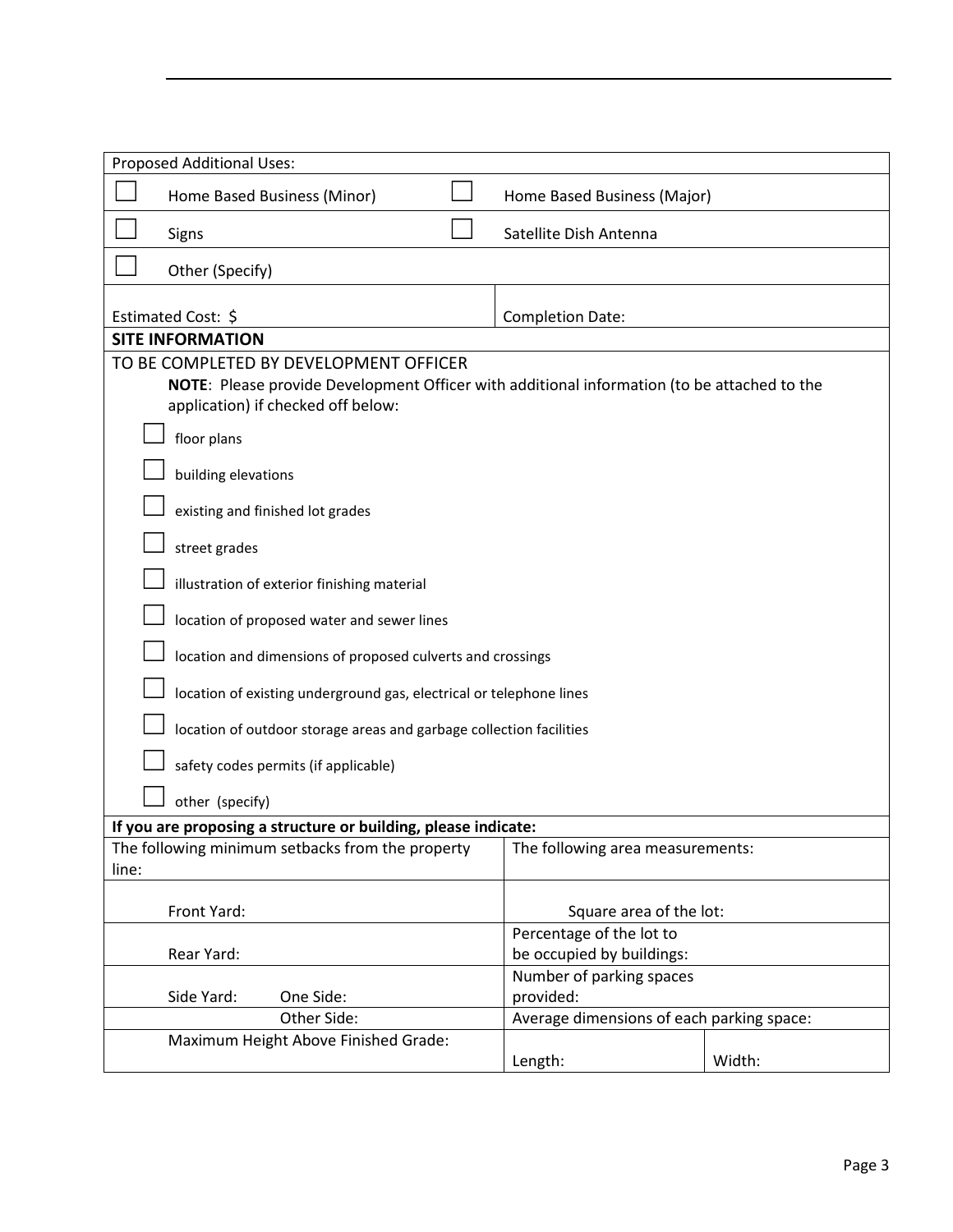| Proposed Additional Uses: | |
|---|---|
| ☐ Home Based Business (Minor) | ☐ Home Based Business (Major) |
| ☐ Signs | ☐ Satellite Dish Antenna |
| ☐ Other (Specify) | |
| Estimated Cost: $ | Completion Date: |

**SITE INFORMATION**

TO BE COMPLETED BY DEVELOPMENT OFFICER

**NOTE**: Please provide Development Officer with additional information (to be attached to the application) if checked off below:

- ☐ floor plans
- ☐ building elevations
- ☐ existing and finished lot grades
- ☐ street grades
- ☐ illustration of exterior finishing material
- ☐ location of proposed water and sewer lines
- ☐ location and dimensions of proposed culverts and crossings
- ☐ location of existing underground gas, electrical or telephone lines
- ☐ location of outdoor storage areas and garbage collection facilities
- ☐ safety codes permits (if applicable)
- ☐ other (specify)

**If you are proposing a structure or building, please indicate:**

| The following minimum setbacks from the property line: | The following area measurements: | |
|---|---|---|
| Front Yard: | Square area of the lot: | |
| Rear Yard: | Percentage of the lot to be occupied by buildings: | |
| Side Yard: One Side: | Number of parking spaces provided: | |
| Other Side: | Average dimensions of each parking space: | |
| Maximum Height Above Finished Grade: | Length: | Width: |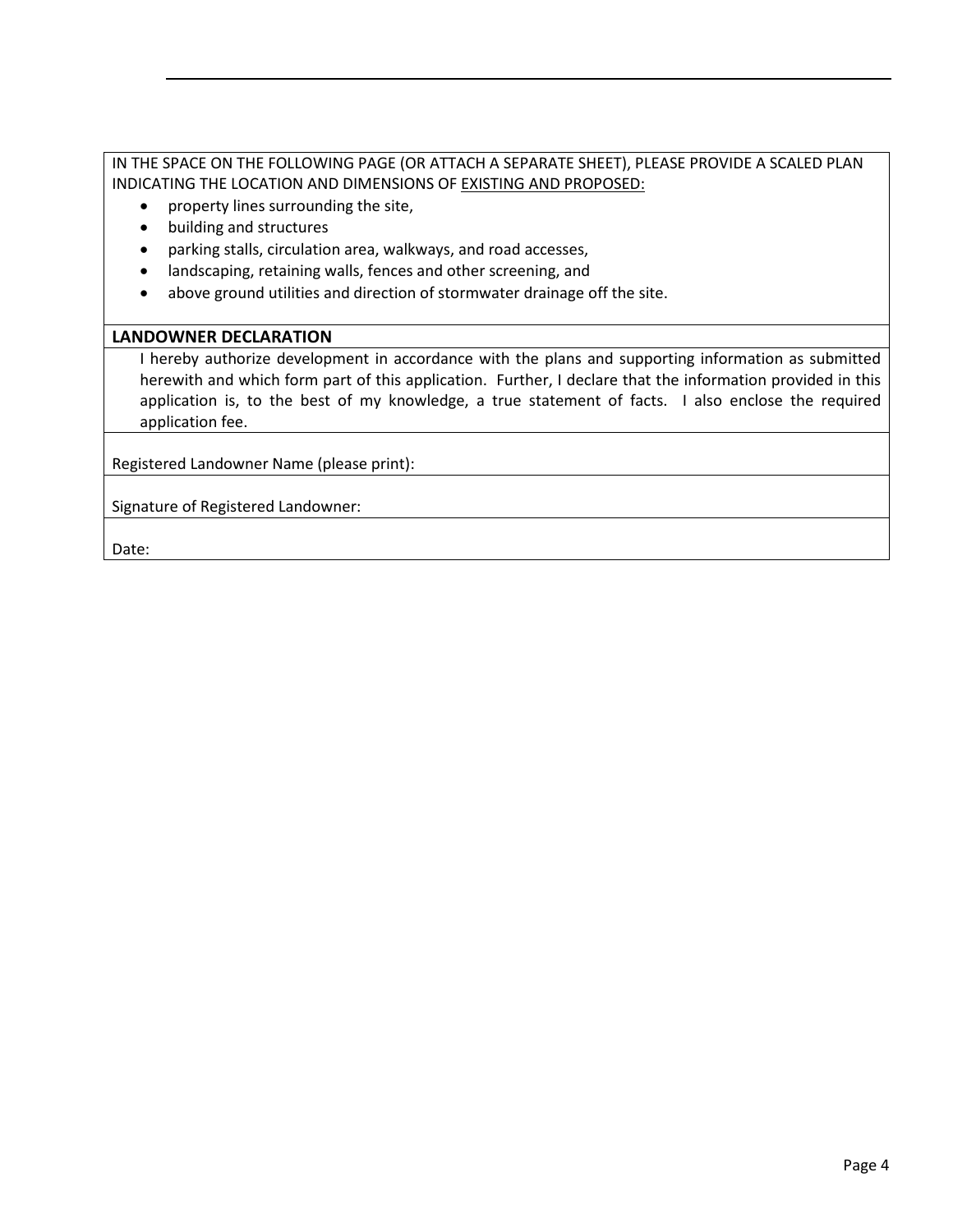IN THE SPACE ON THE FOLLOWING PAGE (OR ATTACH A SEPARATE SHEET), PLEASE PROVIDE A SCALED PLAN INDICATING THE LOCATION AND DIMENSIONS OF EXISTING AND PROPOSED:

- property lines surrounding the site,
- building and structures
- parking stalls, circulation area, walkways, and road accesses,
- landscaping, retaining walls, fences and other screening, and
- above ground utilities and direction of stormwater drainage off the site.

**LANDOWNER DECLARATION**

I hereby authorize development in accordance with the plans and supporting information as submitted herewith and which form part of this application. Further, I declare that the information provided in this application is, to the best of my knowledge, a true statement of facts. I also enclose the required application fee.

Registered Landowner Name (please print):

Signature of Registered Landowner:

Date: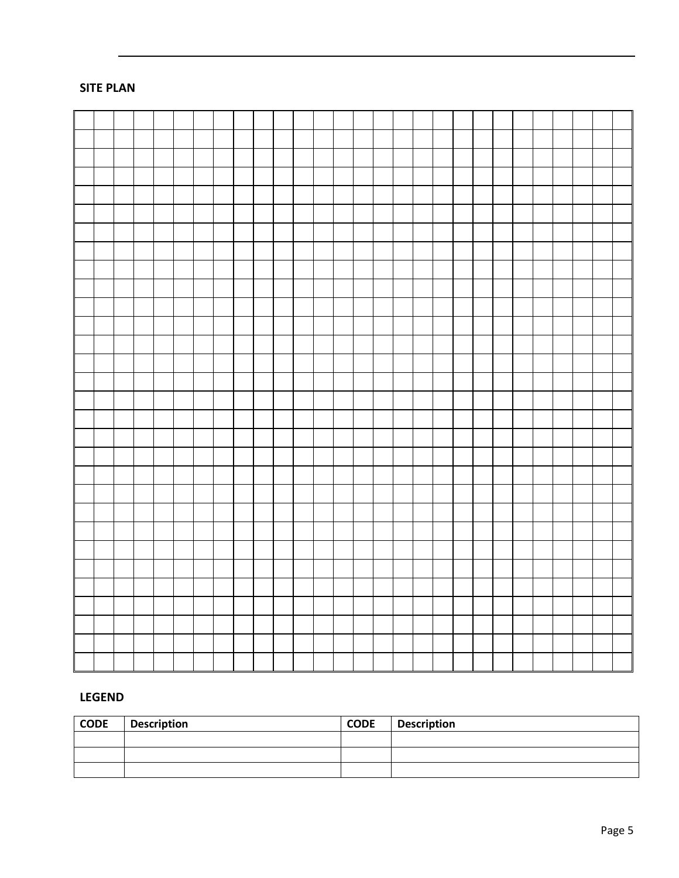**SITE PLAN**

**LEGEND**

| CODE | Description | CODE | Description |
|---|---|---|---|
| | | | |
| | | | |
| | | | |